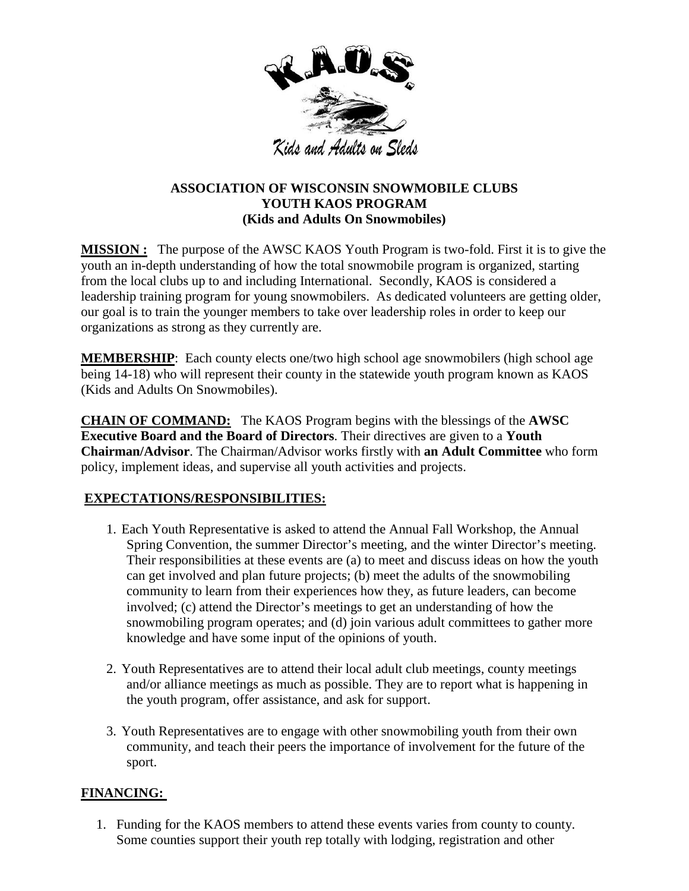K.A.O.S.

*Kids and Adults on Sleds*

**ASSOCIATION OF WISCONSIN SNOWMOBILE CLUBS**
**YOUTH KAOS PROGRAM**
**(Kids and Adults On Snowmobiles)**

**MISSION :** The purpose of the AWSC KAOS Youth Program is two-fold. First it is to give the youth an in-depth understanding of how the total snowmobile program is organized, starting from the local clubs up to and including International. Secondly, KAOS is considered a leadership training program for young snowmobilers. As dedicated volunteers are getting older, our goal is to train the younger members to take over leadership roles in order to keep our organizations as strong as they currently are.

**MEMBERSHIP**: Each county elects one/two high school age snowmobilers (high school age being 14-18) who will represent their county in the statewide youth program known as KAOS (Kids and Adults On Snowmobiles).

**CHAIN OF COMMAND:** The KAOS Program begins with the blessings of the **AWSC Executive Board and the Board of Directors**. Their directives are given to a **Youth Chairman/Advisor**. The Chairman/Advisor works firstly with **an Adult Committee** who form policy, implement ideas, and supervise all youth activities and projects.

**EXPECTATIONS/RESPONSIBILITIES:**

1. Each Youth Representative is asked to attend the Annual Fall Workshop, the Annual Spring Convention, the summer Director's meeting, and the winter Director's meeting. Their responsibilities at these events are (a) to meet and discuss ideas on how the youth can get involved and plan future projects; (b) meet the adults of the snowmobiling community to learn from their experiences how they, as future leaders, can become involved; (c) attend the Director's meetings to get an understanding of how the snowmobiling program operates; and (d) join various adult committees to gather more knowledge and have some input of the opinions of youth.

2. Youth Representatives are to attend their local adult club meetings, county meetings and/or alliance meetings as much as possible. They are to report what is happening in the youth program, offer assistance, and ask for support.

3. Youth Representatives are to engage with other snowmobiling youth from their own community, and teach their peers the importance of involvement for the future of the sport.

**FINANCING:**

1. Funding for the KAOS members to attend these events varies from county to county. Some counties support their youth rep totally with lodging, registration and other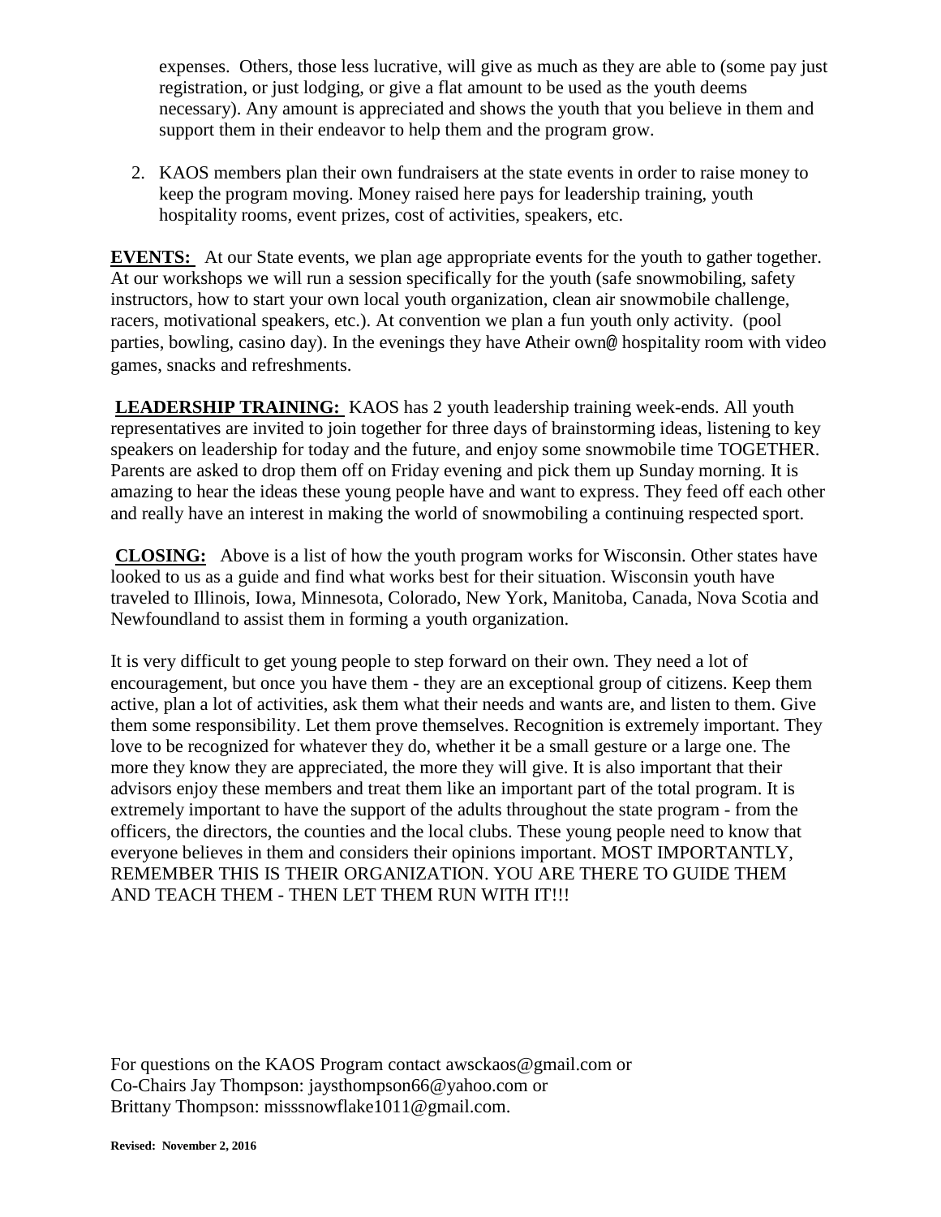expenses. Others, those less lucrative, will give as much as they are able to (some pay just registration, or just lodging, or give a flat amount to be used as the youth deems necessary). Any amount is appreciated and shows the youth that you believe in them and support them in their endeavor to help them and the program grow.

2. KAOS members plan their own fundraisers at the state events in order to raise money to keep the program moving. Money raised here pays for leadership training, youth hospitality rooms, event prizes, cost of activities, speakers, etc.

**EVENTS:** At our State events, we plan age appropriate events for the youth to gather together. At our workshops we will run a session specifically for the youth (safe snowmobiling, safety instructors, how to start your own local youth organization, clean air snowmobile challenge, racers, motivational speakers, etc.). At convention we plan a fun youth only activity. (pool parties, bowling, casino day). In the evenings they have Atheir own@ hospitality room with video games, snacks and refreshments.

**LEADERSHIP TRAINING:** KAOS has 2 youth leadership training week-ends. All youth representatives are invited to join together for three days of brainstorming ideas, listening to key speakers on leadership for today and the future, and enjoy some snowmobile time TOGETHER. Parents are asked to drop them off on Friday evening and pick them up Sunday morning. It is amazing to hear the ideas these young people have and want to express. They feed off each other and really have an interest in making the world of snowmobiling a continuing respected sport.

**CLOSING:** Above is a list of how the youth program works for Wisconsin. Other states have looked to us as a guide and find what works best for their situation. Wisconsin youth have traveled to Illinois, Iowa, Minnesota, Colorado, New York, Manitoba, Canada, Nova Scotia and Newfoundland to assist them in forming a youth organization.

It is very difficult to get young people to step forward on their own. They need a lot of encouragement, but once you have them - they are an exceptional group of citizens. Keep them active, plan a lot of activities, ask them what their needs and wants are, and listen to them. Give them some responsibility. Let them prove themselves. Recognition is extremely important. They love to be recognized for whatever they do, whether it be a small gesture or a large one. The more they know they are appreciated, the more they will give. It is also important that their advisors enjoy these members and treat them like an important part of the total program. It is extremely important to have the support of the adults throughout the state program - from the officers, the directors, the counties and the local clubs. These young people need to know that everyone believes in them and considers their opinions important. MOST IMPORTANTLY, REMEMBER THIS IS THEIR ORGANIZATION. YOU ARE THERE TO GUIDE THEM AND TEACH THEM - THEN LET THEM RUN WITH IT!!!

For questions on the KAOS Program contact awsckaos@gmail.com or
Co-Chairs Jay Thompson: jaysthompson66@yahoo.com or
Brittany Thompson: misssnowflake1011@gmail.com.

**Revised: November 2, 2016**